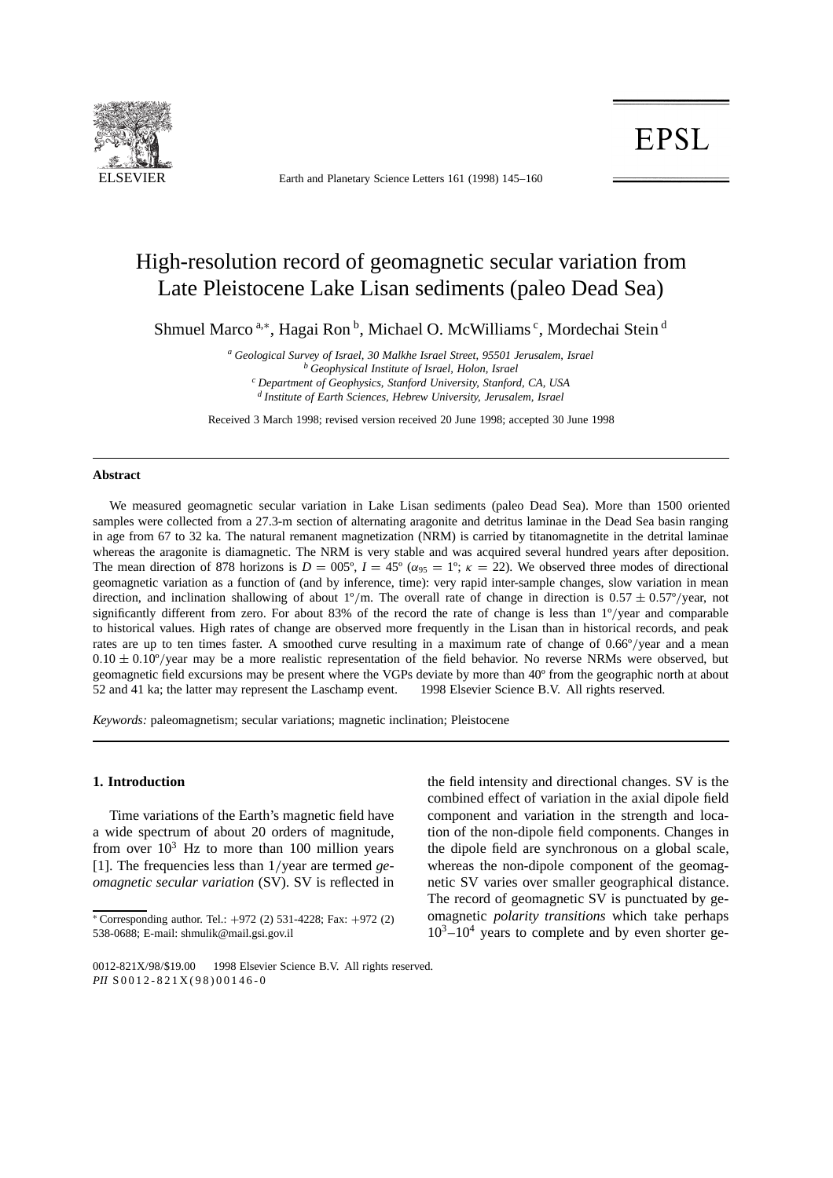# High-resolution record of geomagnetic secular variation from Late Pleistocene Lake Lisan sediments (paleo Dead Sea)

Shmuel Marco [a,*], Hagai Ron [b], Michael O. McWilliams [c], Mordechai Stein [d]

[a] *Geological Survey of Israel, 30 Malkhe Israel Street, 95501 Jerusalem, Israel*
[b] *Geophysical Institute of Israel, Holon, Israel*
[c] *Department of Geophysics, Stanford University, Stanford, CA, USA*
[d] *Institute of Earth Sciences, Hebrew University, Jerusalem, Israel*

Received 3 March 1998; revised version received 20 June 1998; accepted 30 June 1998

---

**Abstract**

We measured geomagnetic secular variation in Lake Lisan sediments (paleo Dead Sea). More than 1500 oriented samples were collected from a 27.3-m section of alternating aragonite and detritus laminae in the Dead Sea basin ranging in age from 67 to 32 ka. The natural remanent magnetization (NRM) is carried by titanomagnetite in the detrital laminae whereas the aragonite is diamagnetic. The NRM is very stable and was acquired several hundred years after deposition. The mean direction of 878 horizons is $D = 005°$, $I = 45°$ ($\alpha_{95} = 1°$; $\kappa = 22$). We observed three modes of directional geomagnetic variation as a function of (and by inference, time): very rapid inter-sample changes, slow variation in mean direction, and inclination shallowing of about 1°/m. The overall rate of change in direction is $0.57 \pm 0.57°$/year, not significantly different from zero. For about 83% of the record the rate of change is less than 1°/year and comparable to historical values. High rates of change are observed more frequently in the Lisan than in historical records, and peak rates are up to ten times faster. A smoothed curve resulting in a maximum rate of change of 0.66°/year and a mean $0.10 \pm 0.10°$/year may be a more realistic representation of the field behavior. No reverse NRMs were observed, but geomagnetic field excursions may be present where the VGPs deviate by more than 40° from the geographic north at about 52 and 41 ka; the latter may represent the Laschamp event. © 1998 Elsevier Science B.V. All rights reserved.

*Keywords:* paleomagnetism; secular variations; magnetic inclination; Pleistocene

---

## 1. Introduction

Time variations of the Earth's magnetic field have a wide spectrum of about 20 orders of magnitude, from over $10^3$ Hz to more than 100 million years [1]. The frequencies less than 1/year are termed *geomagnetic secular variation* (SV). SV is reflected in the field intensity and directional changes. SV is the combined effect of variation in the axial dipole field component and variation in the strength and location of the non-dipole field components. Changes in the dipole field are synchronous on a global scale, whereas the non-dipole component of the geomagnetic SV varies over smaller geographical distance. The record of geomagnetic SV is punctuated by geomagnetic *polarity transitions* which take perhaps $10^3$–$10^4$ years to complete and by even shorter ge-

* Corresponding author. Tel.: +972 (2) 531-4228; Fax: +972 (2) 538-0688; E-mail: shmulik@mail.gsi.gov.il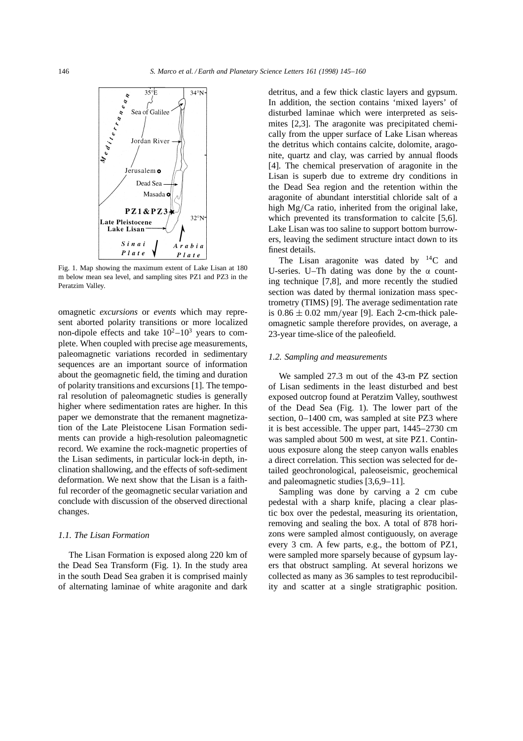Fig. 1. Map showing the maximum extent of Lake Lisan at 180 m below mean sea level, and sampling sites PZ1 and PZ3 in the Peratzim Valley.

omagnetic *excursions* or *events* which may represent aborted polarity transitions or more localized non-dipole effects and take $10^2$–$10^3$ years to complete. When coupled with precise age measurements, paleomagnetic variations recorded in sedimentary sequences are an important source of information about the geomagnetic field, the timing and duration of polarity transitions and excursions [1]. The temporal resolution of paleomagnetic studies is generally higher where sedimentation rates are higher. In this paper we demonstrate that the remanent magnetization of the Late Pleistocene Lisan Formation sediments can provide a high-resolution paleomagnetic record. We examine the rock-magnetic properties of the Lisan sediments, in particular lock-in depth, inclination shallowing, and the effects of soft-sediment deformation. We next show that the Lisan is a faithful recorder of the geomagnetic secular variation and conclude with discussion of the observed directional changes.

### 1.1. The Lisan Formation

The Lisan Formation is exposed along 220 km of the Dead Sea Transform (Fig. 1). In the study area in the south Dead Sea graben it is comprised mainly of alternating laminae of white aragonite and dark detritus, and a few thick clastic layers and gypsum. In addition, the section contains 'mixed layers' of disturbed laminae which were interpreted as seismites [2,3]. The aragonite was precipitated chemically from the upper surface of Lake Lisan whereas the detritus which contains calcite, dolomite, aragonite, quartz and clay, was carried by annual floods [4]. The chemical preservation of aragonite in the Lisan is superb due to extreme dry conditions in the Dead Sea region and the retention within the aragonite of abundant interstitial chloride salt of a high Mg/Ca ratio, inherited from the original lake, which prevented its transformation to calcite [5,6]. Lake Lisan was too saline to support bottom burrowers, leaving the sediment structure intact down to its finest details.

The Lisan aragonite was dated by $^{14}C$ and U-series. U–Th dating was done by the α counting technique [7,8], and more recently the studied section was dated by thermal ionization mass spectrometry (TIMS) [9]. The average sedimentation rate is $0.86 \pm 0.02$ mm/year [9]. Each 2-cm-thick paleomagnetic sample therefore provides, on average, a 23-year time-slice of the paleofield.

### 1.2. Sampling and measurements

We sampled 27.3 m out of the 43-m PZ section of Lisan sediments in the least disturbed and best exposed outcrop found at Peratzim Valley, southwest of the Dead Sea (Fig. 1). The lower part of the section, 0–1400 cm, was sampled at site PZ3 where it is best accessible. The upper part, 1445–2730 cm was sampled about 500 m west, at site PZ1. Continuous exposure along the steep canyon walls enables a direct correlation. This section was selected for detailed geochronological, paleoseismic, geochemical and paleomagnetic studies [3,6,9–11].

Sampling was done by carving a 2 cm cube pedestal with a sharp knife, placing a clear plastic box over the pedestal, measuring its orientation, removing and sealing the box. A total of 878 horizons were sampled almost contiguously, on average every 3 cm. A few parts, e.g., the bottom of PZ1, were sampled more sparsely because of gypsum layers that obstruct sampling. At several horizons we collected as many as 36 samples to test reproducibility and scatter at a single stratigraphic position.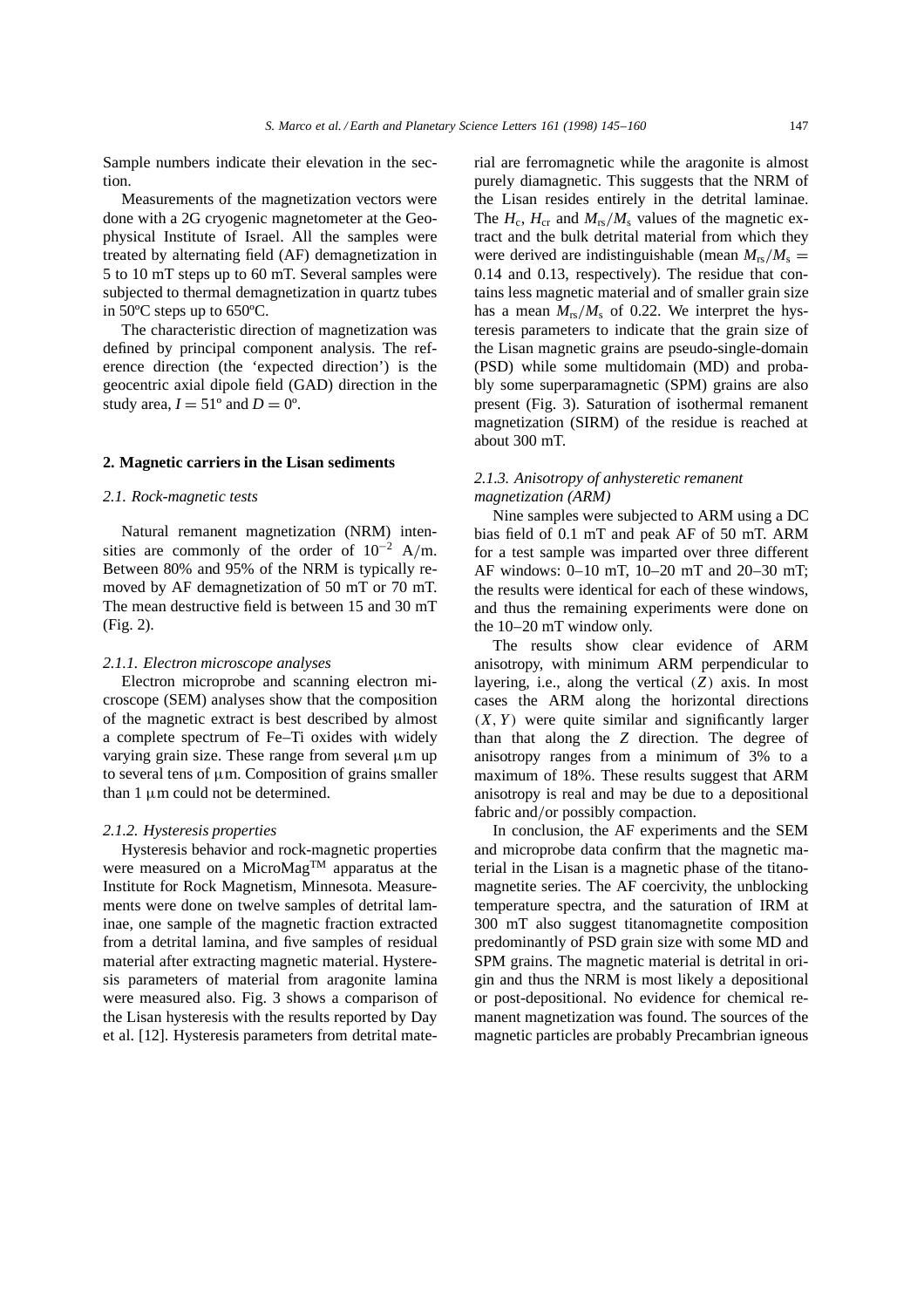Sample numbers indicate their elevation in the section.

Measurements of the magnetization vectors were done with a 2G cryogenic magnetometer at the Geophysical Institute of Israel. All the samples were treated by alternating field (AF) demagnetization in 5 to 10 mT steps up to 60 mT. Several samples were subjected to thermal demagnetization in quartz tubes in 50ºC steps up to 650ºC.

The characteristic direction of magnetization was defined by principal component analysis. The reference direction (the 'expected direction') is the geocentric axial dipole field (GAD) direction in the study area, $I = 51^{\circ}$ and $D = 0^{\circ}$.

## 2. Magnetic carriers in the Lisan sediments

### 2.1. Rock-magnetic tests

Natural remanent magnetization (NRM) intensities are commonly of the order of $10^{-2}$ A/m. Between 80% and 95% of the NRM is typically removed by AF demagnetization of 50 mT or 70 mT. The mean destructive field is between 15 and 30 mT (Fig. 2).

#### 2.1.1. Electron microscope analyses

Electron microprobe and scanning electron microscope (SEM) analyses show that the composition of the magnetic extract is best described by almost a complete spectrum of Fe–Ti oxides with widely varying grain size. These range from several μm up to several tens of μm. Composition of grains smaller than 1 μm could not be determined.

#### 2.1.2. Hysteresis properties

Hysteresis behavior and rock-magnetic properties were measured on a MicroMag™ apparatus at the Institute for Rock Magnetism, Minnesota. Measurements were done on twelve samples of detrital laminae, one sample of the magnetic fraction extracted from a detrital lamina, and five samples of residual material after extracting magnetic material. Hysteresis parameters of material from aragonite lamina were measured also. Fig. 3 shows a comparison of the Lisan hysteresis with the results reported by Day et al. [12]. Hysteresis parameters from detrital material are ferromagnetic while the aragonite is almost purely diamagnetic. This suggests that the NRM of the Lisan resides entirely in the detrital laminae. The $H_c$, $H_{cr}$ and $M_{rs}/M_s$ values of the magnetic extract and the bulk detrital material from which they were derived are indistinguishable (mean $M_{rs}/M_s = 0.14$ and 0.13, respectively). The residue that contains less magnetic material and of smaller grain size has a mean $M_{rs}/M_s$ of 0.22. We interpret the hysteresis parameters to indicate that the grain size of the Lisan magnetic grains are pseudo-single-domain (PSD) while some multidomain (MD) and probably some superparamagnetic (SPM) grains are also present (Fig. 3). Saturation of isothermal remanent magnetization (SIRM) of the residue is reached at about 300 mT.

#### 2.1.3. Anisotropy of anhysteretic remanent magnetization (ARM)

Nine samples were subjected to ARM using a DC bias field of 0.1 mT and peak AF of 50 mT. ARM for a test sample was imparted over three different AF windows: 0–10 mT, 10–20 mT and 20–30 mT; the results were identical for each of these windows, and thus the remaining experiments were done on the 10–20 mT window only.

The results show clear evidence of ARM anisotropy, with minimum ARM perpendicular to layering, i.e., along the vertical $(Z)$ axis. In most cases the ARM along the horizontal directions $(X, Y)$ were quite similar and significantly larger than that along the $Z$ direction. The degree of anisotropy ranges from a minimum of 3% to a maximum of 18%. These results suggest that ARM anisotropy is real and may be due to a depositional fabric and/or possibly compaction.

In conclusion, the AF experiments and the SEM and microprobe data confirm that the magnetic material in the Lisan is a magnetic phase of the titanomagnetite series. The AF coercivity, the unblocking temperature spectra, and the saturation of IRM at 300 mT also suggest titanomagnetite composition predominantly of PSD grain size with some MD and SPM grains. The magnetic material is detrital in origin and thus the NRM is most likely a depositional or post-depositional. No evidence for chemical remanent magnetization was found. The sources of the magnetic particles are probably Precambrian igneous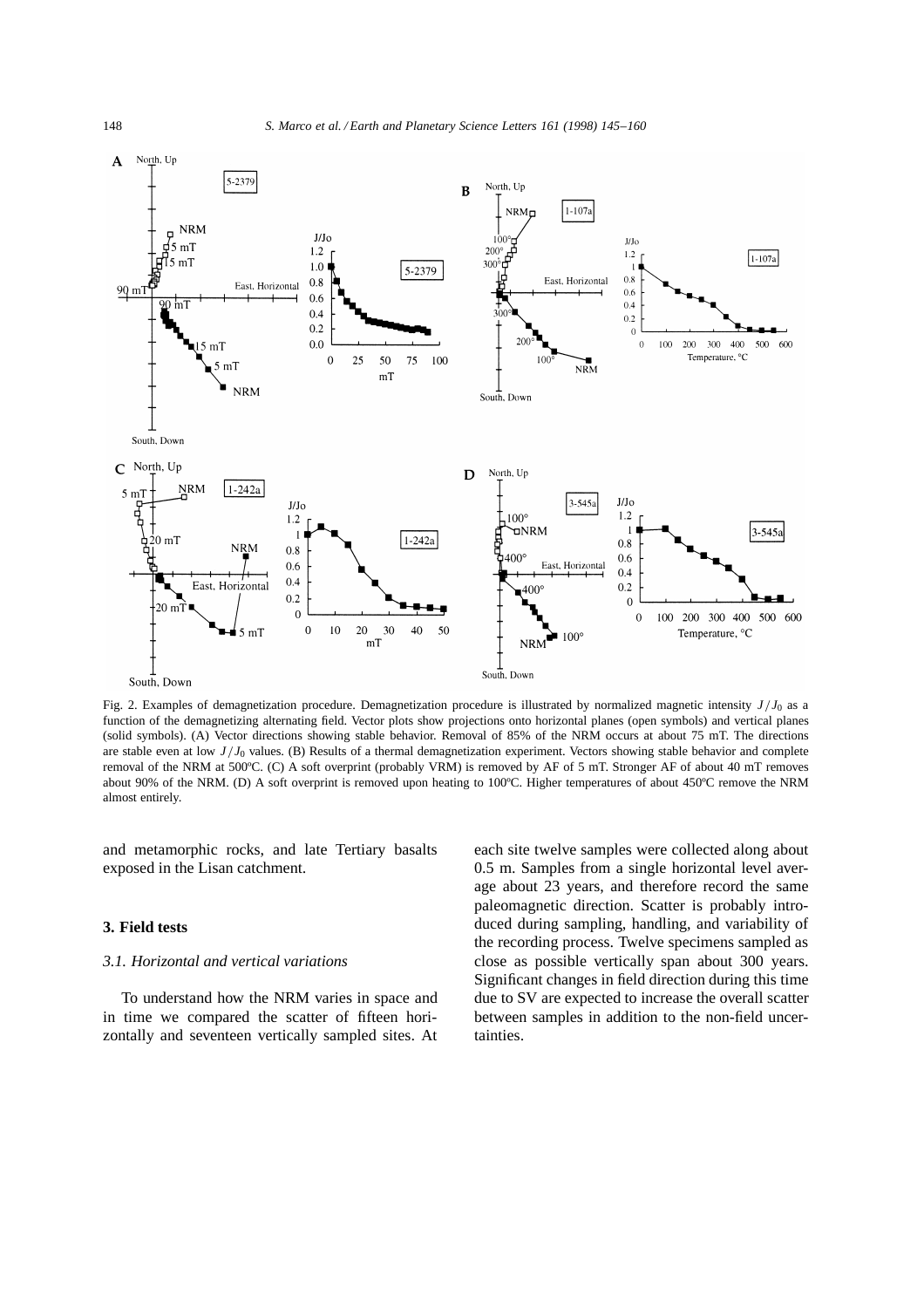Fig. 2. Examples of demagnetization procedure. Demagnetization procedure is illustrated by normalized magnetic intensity $J/J_0$ as a function of the demagnetizing alternating field. Vector plots show projections onto horizontal planes (open symbols) and vertical planes (solid symbols). (A) Vector directions showing stable behavior. Removal of 85% of the NRM occurs at about 75 mT. The directions are stable even at low $J/J_0$ values. (B) Results of a thermal demagnetization experiment. Vectors showing stable behavior and complete removal of the NRM at 500ºC. (C) A soft overprint (probably VRM) is removed by AF of 5 mT. Stronger AF of about 40 mT removes about 90% of the NRM. (D) A soft overprint is removed upon heating to 100ºC. Higher temperatures of about 450ºC remove the NRM almost entirely.

and metamorphic rocks, and late Tertiary basalts exposed in the Lisan catchment.

## 3. Field tests

### 3.1. Horizontal and vertical variations

To understand how the NRM varies in space and in time we compared the scatter of fifteen horizontally and seventeen vertically sampled sites. At each site twelve samples were collected along about 0.5 m. Samples from a single horizontal level average about 23 years, and therefore record the same paleomagnetic direction. Scatter is probably introduced during sampling, handling, and variability of the recording process. Twelve specimens sampled as close as possible vertically span about 300 years. Significant changes in field direction during this time due to SV are expected to increase the overall scatter between samples in addition to the non-field uncertainties.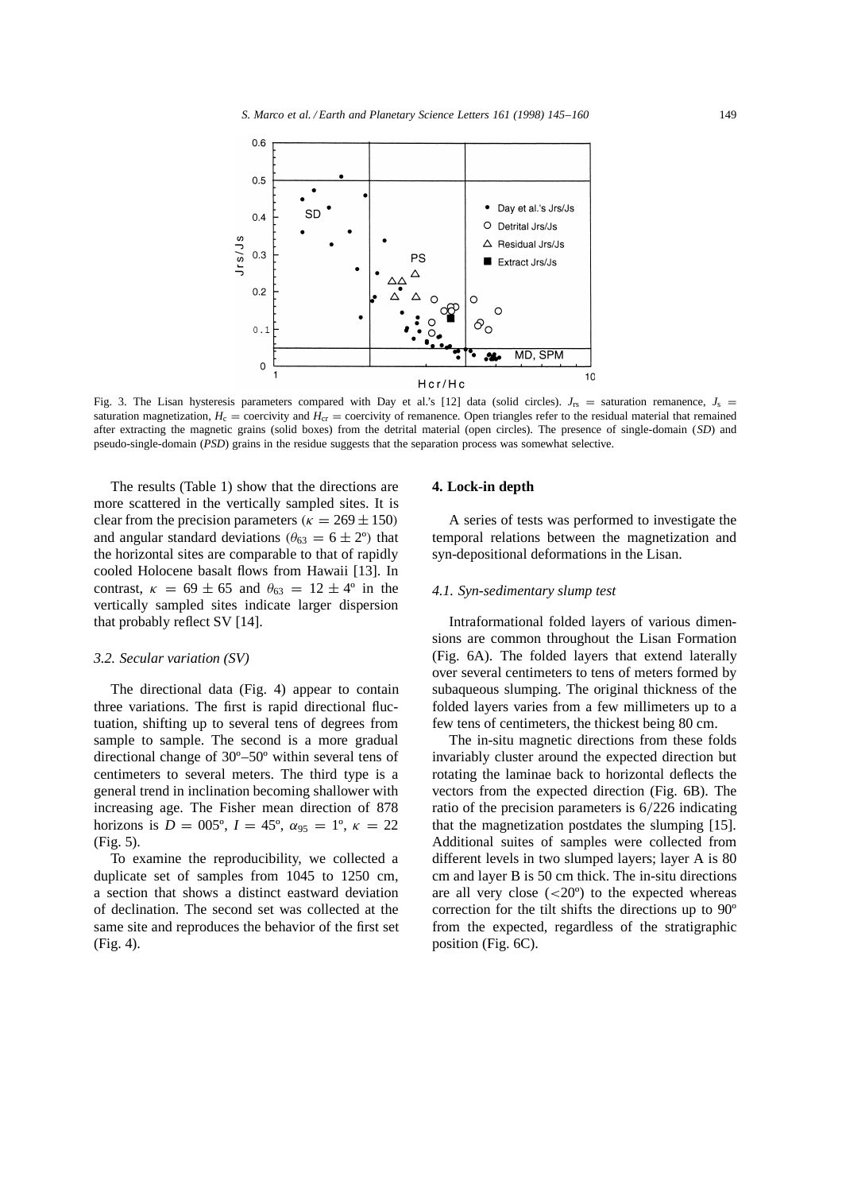Fig. 3. The Lisan hysteresis parameters compared with Day et al.'s [12] data (solid circles). $J_{rs}$ = saturation remanence, $J_s$ = saturation magnetization, $H_c$ = coercivity and $H_{cr}$ = coercivity of remanence. Open triangles refer to the residual material that remained after extracting the magnetic grains (solid boxes) from the detrital material (open circles). The presence of single-domain (*SD*) and pseudo-single-domain (*PSD*) grains in the residue suggests that the separation process was somewhat selective.

The results (Table 1) show that the directions are more scattered in the vertically sampled sites. It is clear from the precision parameters ($\kappa = 269 \pm 150$) and angular standard deviations ($\theta_{63} = 6 \pm 2$º) that the horizontal sites are comparable to that of rapidly cooled Holocene basalt flows from Hawaii [13]. In contrast, $\kappa = 69 \pm 65$ and $\theta_{63} = 12 \pm 4$º in the vertically sampled sites indicate larger dispersion that probably reflect SV [14].

### 3.2. Secular variation (SV)

The directional data (Fig. 4) appear to contain three variations. The first is rapid directional fluctuation, shifting up to several tens of degrees from sample to sample. The second is a more gradual directional change of 30º–50º within several tens of centimeters to several meters. The third type is a general trend in inclination becoming shallower with increasing age. The Fisher mean direction of 878 horizons is $D = 005$º, $I = 45$º, $\alpha_{95} = 1$º, $\kappa = 22$ (Fig. 5).

To examine the reproducibility, we collected a duplicate set of samples from 1045 to 1250 cm, a section that shows a distinct eastward deviation of declination. The second set was collected at the same site and reproduces the behavior of the first set (Fig. 4).

## 4. Lock-in depth

A series of tests was performed to investigate the temporal relations between the magnetization and syn-depositional deformations in the Lisan.

### 4.1. Syn-sedimentary slump test

Intraformational folded layers of various dimensions are common throughout the Lisan Formation (Fig. 6A). The folded layers that extend laterally over several centimeters to tens of meters formed by subaqueous slumping. The original thickness of the folded layers varies from a few millimeters up to a few tens of centimeters, the thickest being 80 cm.

The in-situ magnetic directions from these folds invariably cluster around the expected direction but rotating the laminae back to horizontal deflects the vectors from the expected direction (Fig. 6B). The ratio of the precision parameters is 6/226 indicating that the magnetization postdates the slumping [15]. Additional suites of samples were collected from different levels in two slumped layers; layer A is 80 cm and layer B is 50 cm thick. The in-situ directions are all very close (<20º) to the expected whereas correction for the tilt shifts the directions up to 90º from the expected, regardless of the stratigraphic position (Fig. 6C).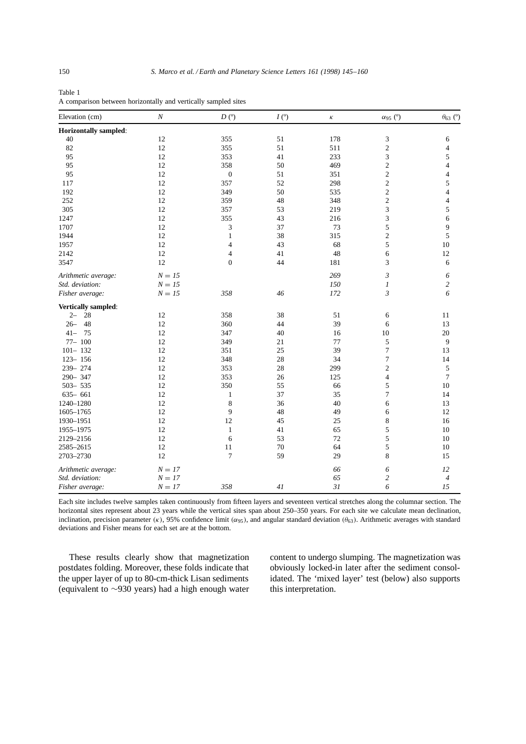Table 1

A comparison between horizontally and vertically sampled sites

| Elevation (cm) | $N$ | $D$ (°) | $I$ (°) | $\kappa$ | $\alpha_{95}$ (°) | $\theta_{63}$ (°) |
|---|---|---|---|---|---|---|
| **Horizontally sampled**: | | | | | | |
| 40 | 12 | 355 | 51 | 178 | 3 | 6 |
| 82 | 12 | 355 | 51 | 511 | 2 | 4 |
| 95 | 12 | 353 | 41 | 233 | 3 | 5 |
| 95 | 12 | 358 | 50 | 469 | 2 | 4 |
| 95 | 12 | 0 | 51 | 351 | 2 | 4 |
| 117 | 12 | 357 | 52 | 298 | 2 | 5 |
| 192 | 12 | 349 | 50 | 535 | 2 | 4 |
| 252 | 12 | 359 | 48 | 348 | 2 | 4 |
| 305 | 12 | 357 | 53 | 219 | 3 | 5 |
| 1247 | 12 | 355 | 43 | 216 | 3 | 6 |
| 1707 | 12 | 3 | 37 | 73 | 5 | 9 |
| 1944 | 12 | 1 | 38 | 315 | 2 | 5 |
| 1957 | 12 | 4 | 43 | 68 | 5 | 10 |
| 2142 | 12 | 4 | 41 | 48 | 6 | 12 |
| 3547 | 12 | 0 | 44 | 181 | 3 | 6 |
| *Arithmetic average:* | *N = 15* | | | *269* | *3* | *6* |
| *Std. deviation:* | *N = 15* | | | *150* | *1* | *2* |
| *Fisher average:* | *N = 15* | *358* | *46* | *172* | *3* | *6* |
| **Vertically sampled**: | | | | | | |
| 2– 28 | 12 | 358 | 38 | 51 | 6 | 11 |
| 26– 48 | 12 | 360 | 44 | 39 | 6 | 13 |
| 41– 75 | 12 | 347 | 40 | 16 | 10 | 20 |
| 77– 100 | 12 | 349 | 21 | 77 | 5 | 9 |
| 101– 132 | 12 | 351 | 25 | 39 | 7 | 13 |
| 123– 156 | 12 | 348 | 28 | 34 | 7 | 14 |
| 239– 274 | 12 | 353 | 28 | 299 | 2 | 5 |
| 290– 347 | 12 | 353 | 26 | 125 | 4 | 7 |
| 503– 535 | 12 | 350 | 55 | 66 | 5 | 10 |
| 635– 661 | 12 | 1 | 37 | 35 | 7 | 14 |
| 1240–1280 | 12 | 8 | 36 | 40 | 6 | 13 |
| 1605–1765 | 12 | 9 | 48 | 49 | 6 | 12 |
| 1930–1951 | 12 | 12 | 45 | 25 | 8 | 16 |
| 1955–1975 | 12 | 1 | 41 | 65 | 5 | 10 |
| 2129–2156 | 12 | 6 | 53 | 72 | 5 | 10 |
| 2585–2615 | 12 | 11 | 70 | 64 | 5 | 10 |
| 2703–2730 | 12 | 7 | 59 | 29 | 8 | 15 |
| *Arithmetic average:* | *N = 17* | | | *66* | *6* | *12* |
| *Std. deviation:* | *N = 17* | | | *65* | *2* | *4* |
| *Fisher average:* | *N = 17* | *358* | *41* | *31* | *6* | *15* |

Each site includes twelve samples taken continuously from fifteen layers and seventeen vertical stretches along the columnar section. The horizontal sites represent about 23 years while the vertical sites span about 250–350 years. For each site we calculate mean declination, inclination, precision parameter ($\kappa$), 95% confidence limit ($\alpha_{95}$), and angular standard deviation ($\theta_{63}$). Arithmetic averages with standard deviations and Fisher means for each set are at the bottom.

These results clearly show that magnetization postdates folding. Moreover, these folds indicate that the upper layer of up to 80-cm-thick Lisan sediments (equivalent to ~930 years) had a high enough water content to undergo slumping. The magnetization was obviously locked-in later after the sediment consolidated. The 'mixed layer' test (below) also supports this interpretation.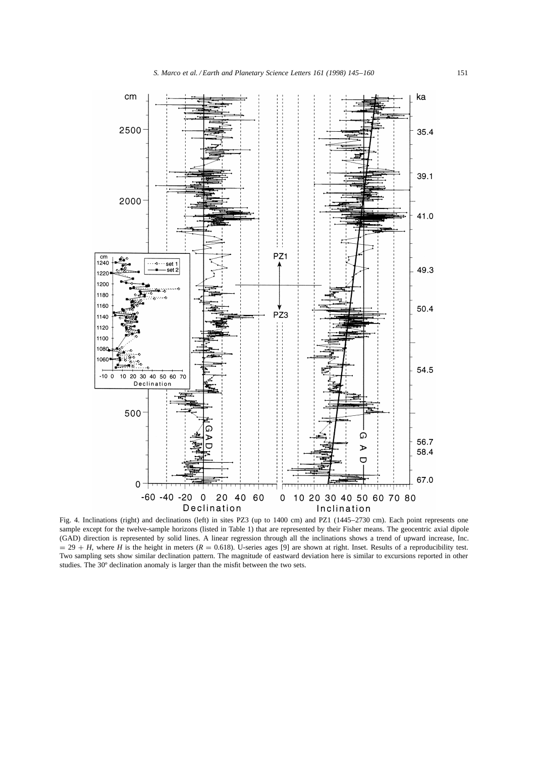Fig. 4. Inclinations (right) and declinations (left) in sites PZ3 (up to 1400 cm) and PZ1 (1445–2730 cm). Each point represents one sample except for the twelve-sample horizons (listed in Table 1) that are represented by their Fisher means. The geocentric axial dipole (GAD) direction is represented by solid lines. A linear regression through all the inclinations shows a trend of upward increase, Inc. $= 29 + H$, where $H$ is the height in meters ($R = 0.618$). U-series ages [9] are shown at right. Inset. Results of a reproducibility test. Two sampling sets show similar declination pattern. The magnitude of eastward deviation here is similar to excursions reported in other studies. The 30º declination anomaly is larger than the misfit between the two sets.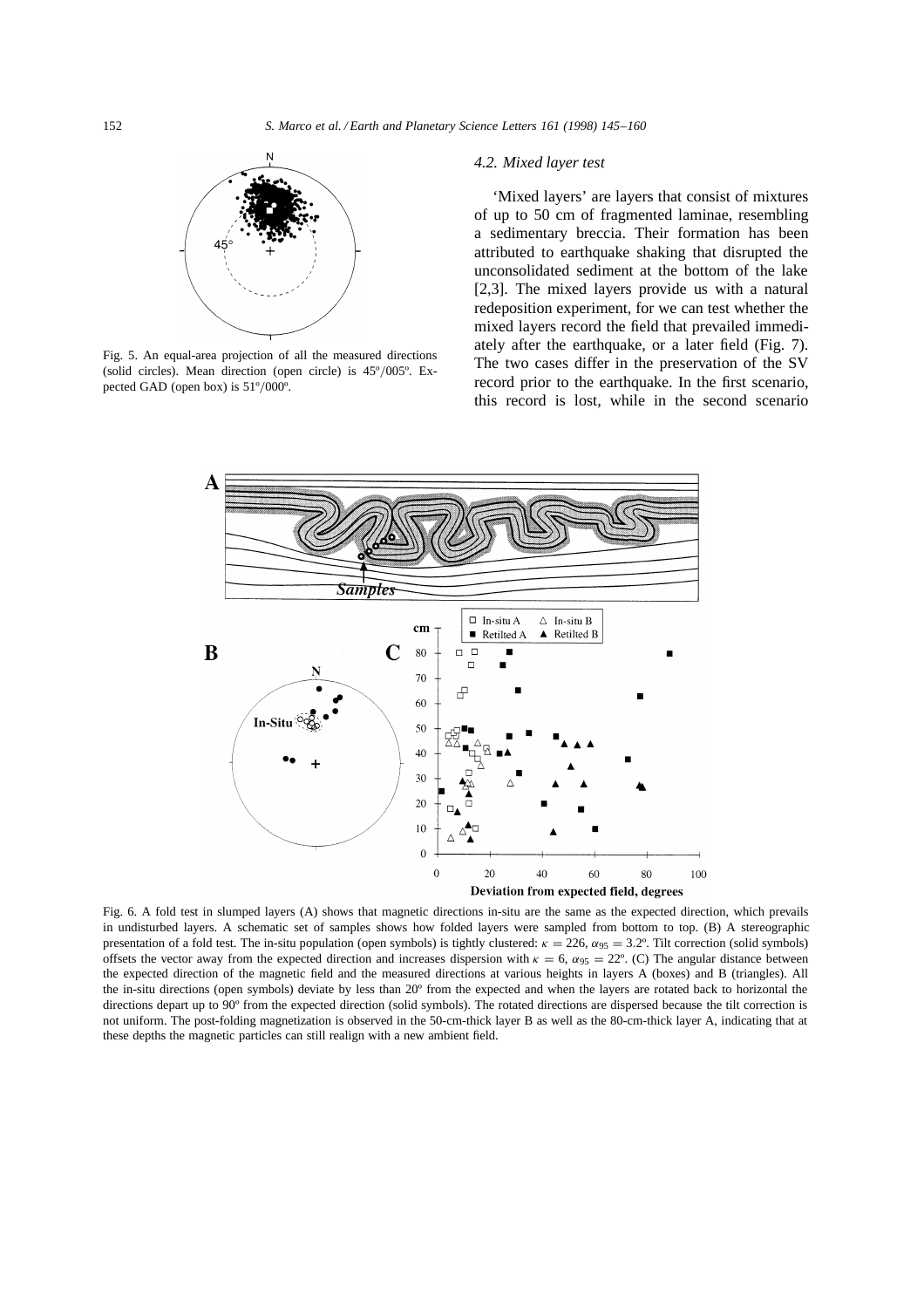Fig. 5. An equal-area projection of all the measured directions (solid circles). Mean direction (open circle) is 45º/005º. Expected GAD (open box) is 51º/000º.

### 4.2. Mixed layer test

'Mixed layers' are layers that consist of mixtures of up to 50 cm of fragmented laminae, resembling a sedimentary breccia. Their formation has been attributed to earthquake shaking that disrupted the unconsolidated sediment at the bottom of the lake [2,3]. The mixed layers provide us with a natural redeposition experiment, for we can test whether the mixed layers record the field that prevailed immediately after the earthquake, or a later field (Fig. 7). The two cases differ in the preservation of the SV record prior to the earthquake. In the first scenario, this record is lost, while in the second scenario

Fig. 6. A fold test in slumped layers (A) shows that magnetic directions in-situ are the same as the expected direction, which prevails in undisturbed layers. A schematic set of samples shows how folded layers were sampled from bottom to top. (B) A stereographic presentation of a fold test. The in-situ population (open symbols) is tightly clustered: $\kappa = 226$, $\alpha_{95} = 3.2º$. Tilt correction (solid symbols) offsets the vector away from the expected direction and increases dispersion with $\kappa = 6$, $\alpha_{95} = 22º$. (C) The angular distance between the expected direction of the magnetic field and the measured directions at various heights in layers A (boxes) and B (triangles). All the in-situ directions (open symbols) deviate by less than 20º from the expected and when the layers are rotated back to horizontal the directions depart up to 90º from the expected direction (solid symbols). The rotated directions are dispersed because the tilt correction is not uniform. The post-folding magnetization is observed in the 50-cm-thick layer B as well as the 80-cm-thick layer A, indicating that at these depths the magnetic particles can still realign with a new ambient field.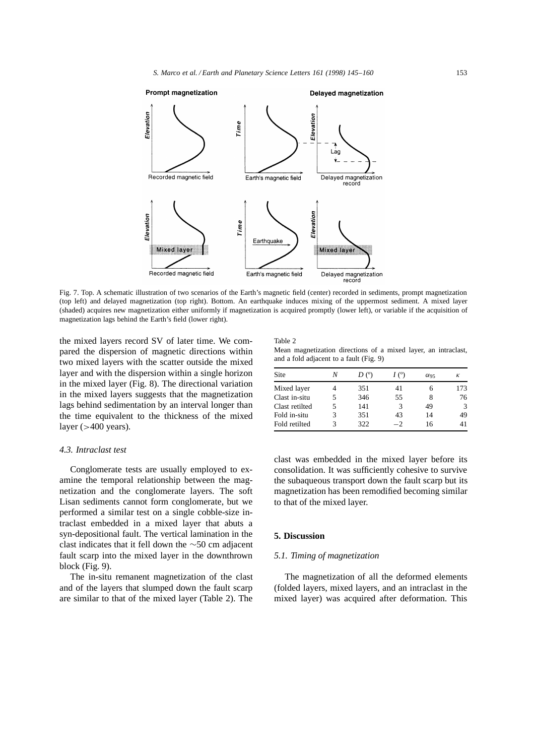Fig. 7. Top. A schematic illustration of two scenarios of the Earth's magnetic field (center) recorded in sediments, prompt magnetization (top left) and delayed magnetization (top right). Bottom. An earthquake induces mixing of the uppermost sediment. A mixed layer (shaded) acquires new magnetization either uniformly if magnetization is acquired promptly (lower left), or variable if the acquisition of magnetization lags behind the Earth's field (lower right).

the mixed layers record SV of later time. We compared the dispersion of magnetic directions within two mixed layers with the scatter outside the mixed layer and with the dispersion within a single horizon in the mixed layer (Fig. 8). The directional variation in the mixed layers suggests that the magnetization lags behind sedimentation by an interval longer than the time equivalent to the thickness of the mixed layer (>400 years).

### *4.3. Intraclast test*

Conglomerate tests are usually employed to examine the temporal relationship between the magnetization and the conglomerate layers. The soft Lisan sediments cannot form conglomerate, but we performed a similar test on a single cobble-size intraclast embedded in a mixed layer that abuts a syn-depositional fault. The vertical lamination in the clast indicates that it fell down the ~50 cm adjacent fault scarp into the mixed layer in the downthrown block (Fig. 9).

The in-situ remanent magnetization of the clast and of the layers that slumped down the fault scarp are similar to that of the mixed layer (Table 2). The clast was embedded in the mixed layer before its consolidation. It was sufficiently cohesive to survive the subaqueous transport down the fault scarp but its magnetization has been remodified becoming similar to that of the mixed layer.

Table 2
Mean magnetization directions of a mixed layer, an intraclast, and a fold adjacent to a fault (Fig. 9)

| Site | $N$ | $D$ (°) | $I$ (°) | $\alpha_{95}$ | $\kappa$ |
|---|---|---|---|---|---|
| Mixed layer | 4 | 351 | 41 | 6 | 173 |
| Clast in-situ | 5 | 346 | 55 | 8 | 76 |
| Clast retilted | 5 | 141 | 3 | 49 | 3 |
| Fold in-situ | 3 | 351 | 43 | 14 | 49 |
| Fold retilted | 3 | 322 | −2 | 16 | 41 |

## 5. Discussion

### *5.1. Timing of magnetization*

The magnetization of all the deformed elements (folded layers, mixed layers, and an intraclast in the mixed layer) was acquired after deformation. This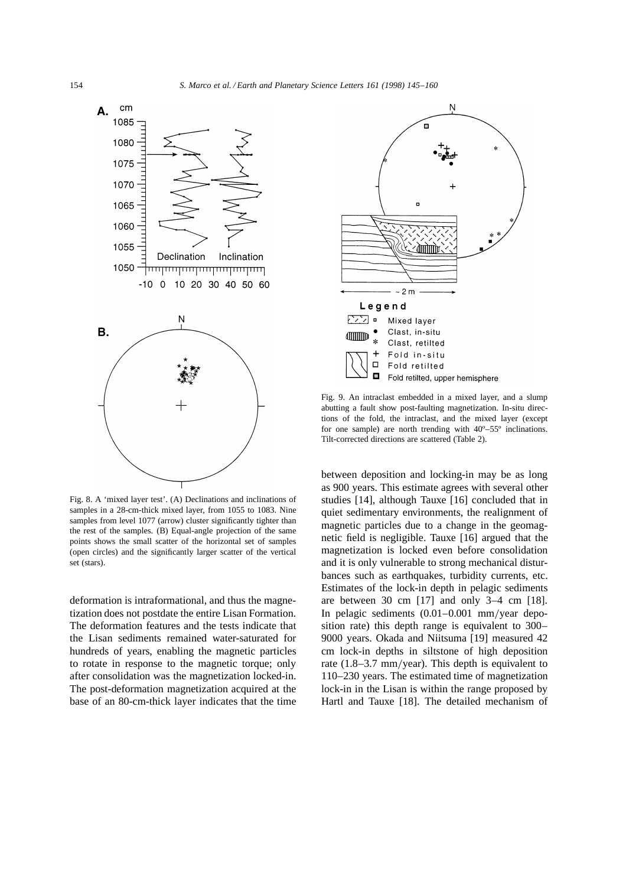Fig. 8. A 'mixed layer test'. (A) Declinations and inclinations of samples in a 28-cm-thick mixed layer, from 1055 to 1083. Nine samples from level 1077 (arrow) cluster significantly tighter than the rest of the samples. (B) Equal-angle projection of the same points shows the small scatter of the horizontal set of samples (open circles) and the significantly larger scatter of the vertical set (stars).

Fig. 9. An intraclast embedded in a mixed layer, and a slump abutting a fault show post-faulting magnetization. In-situ directions of the fold, the intraclast, and the mixed layer (except for one sample) are north trending with 40º–55º inclinations. Tilt-corrected directions are scattered (Table 2).

deformation is intraformational, and thus the magnetization does not postdate the entire Lisan Formation. The deformation features and the tests indicate that the Lisan sediments remained water-saturated for hundreds of years, enabling the magnetic particles to rotate in response to the magnetic torque; only after consolidation was the magnetization locked-in. The post-deformation magnetization acquired at the base of an 80-cm-thick layer indicates that the time between deposition and locking-in may be as long as 900 years. This estimate agrees with several other studies [14], although Tauxe [16] concluded that in quiet sedimentary environments, the realignment of magnetic particles due to a change in the geomagnetic field is negligible. Tauxe [16] argued that the magnetization is locked even before consolidation and it is only vulnerable to strong mechanical disturbances such as earthquakes, turbidity currents, etc. Estimates of the lock-in depth in pelagic sediments are between 30 cm [17] and only 3–4 cm [18]. In pelagic sediments (0.01–0.001 mm/year deposition rate) this depth range is equivalent to 300–9000 years. Okada and Niitsuma [19] measured 42 cm lock-in depths in siltstone of high deposition rate (1.8–3.7 mm/year). This depth is equivalent to 110–230 years. The estimated time of magnetization lock-in in the Lisan is within the range proposed by Hartl and Tauxe [18]. The detailed mechanism of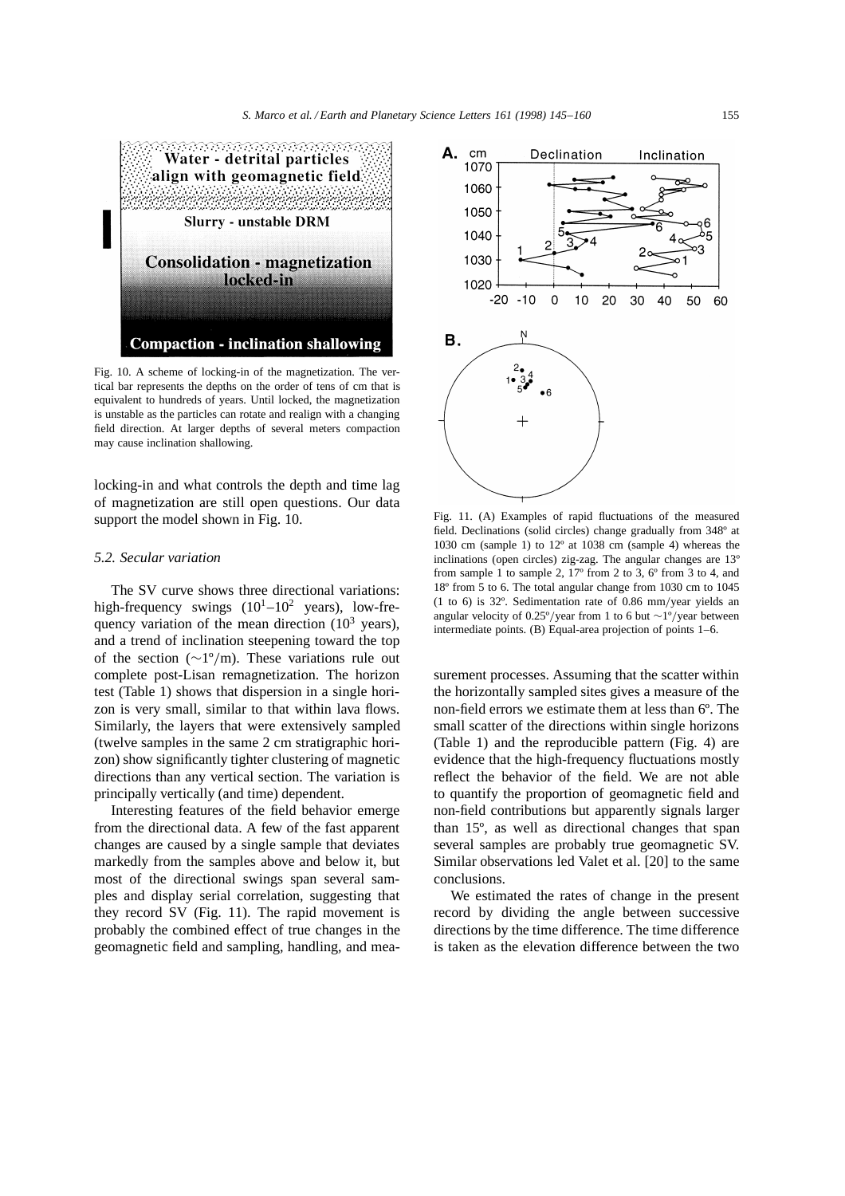Fig. 10. A scheme of locking-in of the magnetization. The vertical bar represents the depths on the order of tens of cm that is equivalent to hundreds of years. Until locked, the magnetization is unstable as the particles can rotate and realign with a changing field direction. At larger depths of several meters compaction may cause inclination shallowing.

locking-in and what controls the depth and time lag of magnetization are still open questions. Our data support the model shown in Fig. 10.

### *5.2. Secular variation*

The SV curve shows three directional variations: high-frequency swings ($10^1$–$10^2$ years), low-frequency variation of the mean direction ($10^3$ years), and a trend of inclination steepening toward the top of the section (~1°/m). These variations rule out complete post-Lisan remagnetization. The horizon test (Table 1) shows that dispersion in a single horizon is very small, similar to that within lava flows. Similarly, the layers that were extensively sampled (twelve samples in the same 2 cm stratigraphic horizon) show significantly tighter clustering of magnetic directions than any vertical section. The variation is principally vertically (and time) dependent.

Interesting features of the field behavior emerge from the directional data. A few of the fast apparent changes are caused by a single sample that deviates markedly from the samples above and below it, but most of the directional swings span several samples and display serial correlation, suggesting that they record SV (Fig. 11). The rapid movement is probably the combined effect of true changes in the geomagnetic field and sampling, handling, and measurement processes. Assuming that the scatter within the horizontally sampled sites gives a measure of the non-field errors we estimate them at less than 6°. The small scatter of the directions within single horizons (Table 1) and the reproducible pattern (Fig. 4) are evidence that the high-frequency fluctuations mostly reflect the behavior of the field. We are not able to quantify the proportion of geomagnetic field and non-field contributions but apparently signals larger than 15°, as well as directional changes that span several samples are probably true geomagnetic SV. Similar observations led Valet et al. [20] to the same conclusions.

Fig. 11. (A) Examples of rapid fluctuations of the measured field. Declinations (solid circles) change gradually from 348° at 1030 cm (sample 1) to 12° at 1038 cm (sample 4) whereas the inclinations (open circles) zig-zag. The angular changes are 13° from sample 1 to sample 2, 17° from 2 to 3, 6° from 3 to 4, and 18° from 5 to 6. The total angular change from 1030 cm to 1045 (1 to 6) is 32°. Sedimentation rate of 0.86 mm/year yields an angular velocity of 0.25°/year from 1 to 6 but ~1°/year between intermediate points. (B) Equal-area projection of points 1–6.

We estimated the rates of change in the present record by dividing the angle between successive directions by the time difference. The time difference is taken as the elevation difference between the two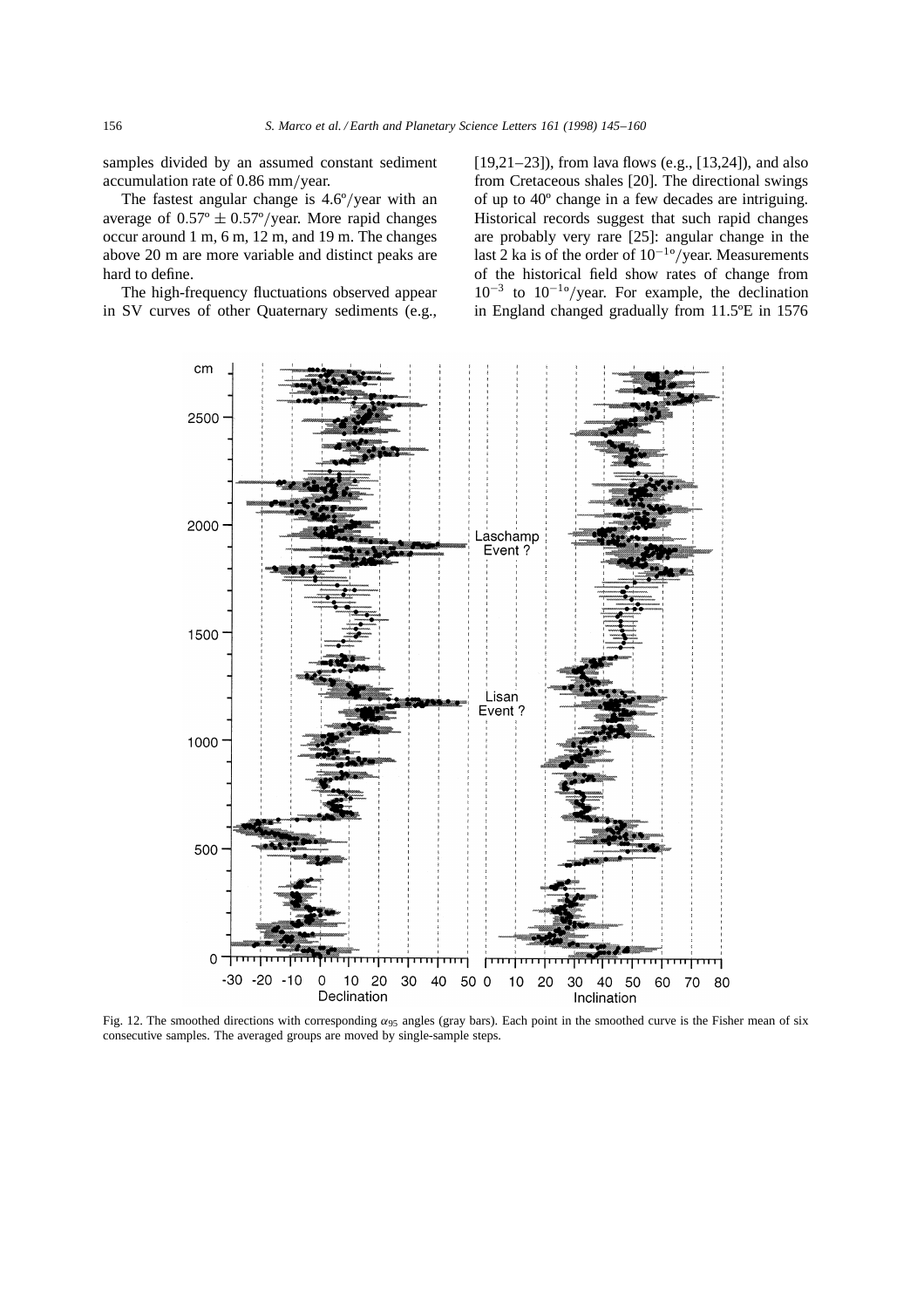samples divided by an assumed constant sediment accumulation rate of 0.86 mm/year.

The fastest angular change is 4.6º/year with an average of 0.57º ± 0.57º/year. More rapid changes occur around 1 m, 6 m, 12 m, and 19 m. The changes above 20 m are more variable and distinct peaks are hard to define.

The high-frequency fluctuations observed appear in SV curves of other Quaternary sediments (e.g., [19,21–23]), from lava flows (e.g., [13,24]), and also from Cretaceous shales [20]. The directional swings of up to 40º change in a few decades are intriguing. Historical records suggest that such rapid changes are probably very rare [25]: angular change in the last 2 ka is of the order of $10^{-1\circ}$/year. Measurements of the historical field show rates of change from $10^{-3}$ to $10^{-1\circ}$/year. For example, the declination in England changed gradually from 11.5ºE in 1576

Fig. 12. The smoothed directions with corresponding $\alpha_{95}$ angles (gray bars). Each point in the smoothed curve is the Fisher mean of six consecutive samples. The averaged groups are moved by single-sample steps.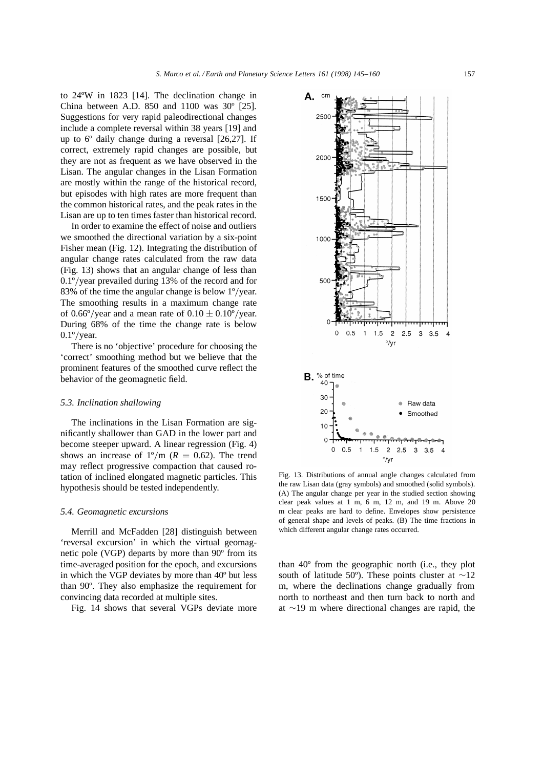to 24ºW in 1823 [14]. The declination change in China between A.D. 850 and 1100 was 30º [25]. Suggestions for very rapid paleodirectional changes include a complete reversal within 38 years [19] and up to 6º daily change during a reversal [26,27]. If correct, extremely rapid changes are possible, but they are not as frequent as we have observed in the Lisan. The angular changes in the Lisan Formation are mostly within the range of the historical record, but episodes with high rates are more frequent than the common historical rates, and the peak rates in the Lisan are up to ten times faster than historical record.

In order to examine the effect of noise and outliers we smoothed the directional variation by a six-point Fisher mean (Fig. 12). Integrating the distribution of angular change rates calculated from the raw data (Fig. 13) shows that an angular change of less than 0.1º/year prevailed during 13% of the record and for 83% of the time the angular change is below 1º/year. The smoothing results in a maximum change rate of 0.66º/year and a mean rate of $0.10 \pm 0.10$º/year. During 68% of the time the change rate is below 0.1º/year.

There is no 'objective' procedure for choosing the 'correct' smoothing method but we believe that the prominent features of the smoothed curve reflect the behavior of the geomagnetic field.

### 5.3. Inclination shallowing

The inclinations in the Lisan Formation are significantly shallower than GAD in the lower part and become steeper upward. A linear regression (Fig. 4) shows an increase of 1º/m ($R = 0.62$). The trend may reflect progressive compaction that caused rotation of inclined elongated magnetic particles. This hypothesis should be tested independently.

### 5.4. Geomagnetic excursions

Merrill and McFadden [28] distinguish between 'reversal excursion' in which the virtual geomagnetic pole (VGP) departs by more than 90º from its time-averaged position for the epoch, and excursions in which the VGP deviates by more than 40º but less than 90º. They also emphasize the requirement for convincing data recorded at multiple sites.

Fig. 14 shows that several VGPs deviate more than 40º from the geographic north (i.e., they plot south of latitude 50º). These points cluster at ~12 m, where the declinations change gradually from north to northeast and then turn back to north and at ~19 m where directional changes are rapid, the

Fig. 13. Distributions of annual angle changes calculated from the raw Lisan data (gray symbols) and smoothed (solid symbols). (A) The angular change per year in the studied section showing clear peak values at 1 m, 6 m, 12 m, and 19 m. Above 20 m clear peaks are hard to define. Envelopes show persistence of general shape and levels of peaks. (B) The time fractions in which different angular change rates occurred.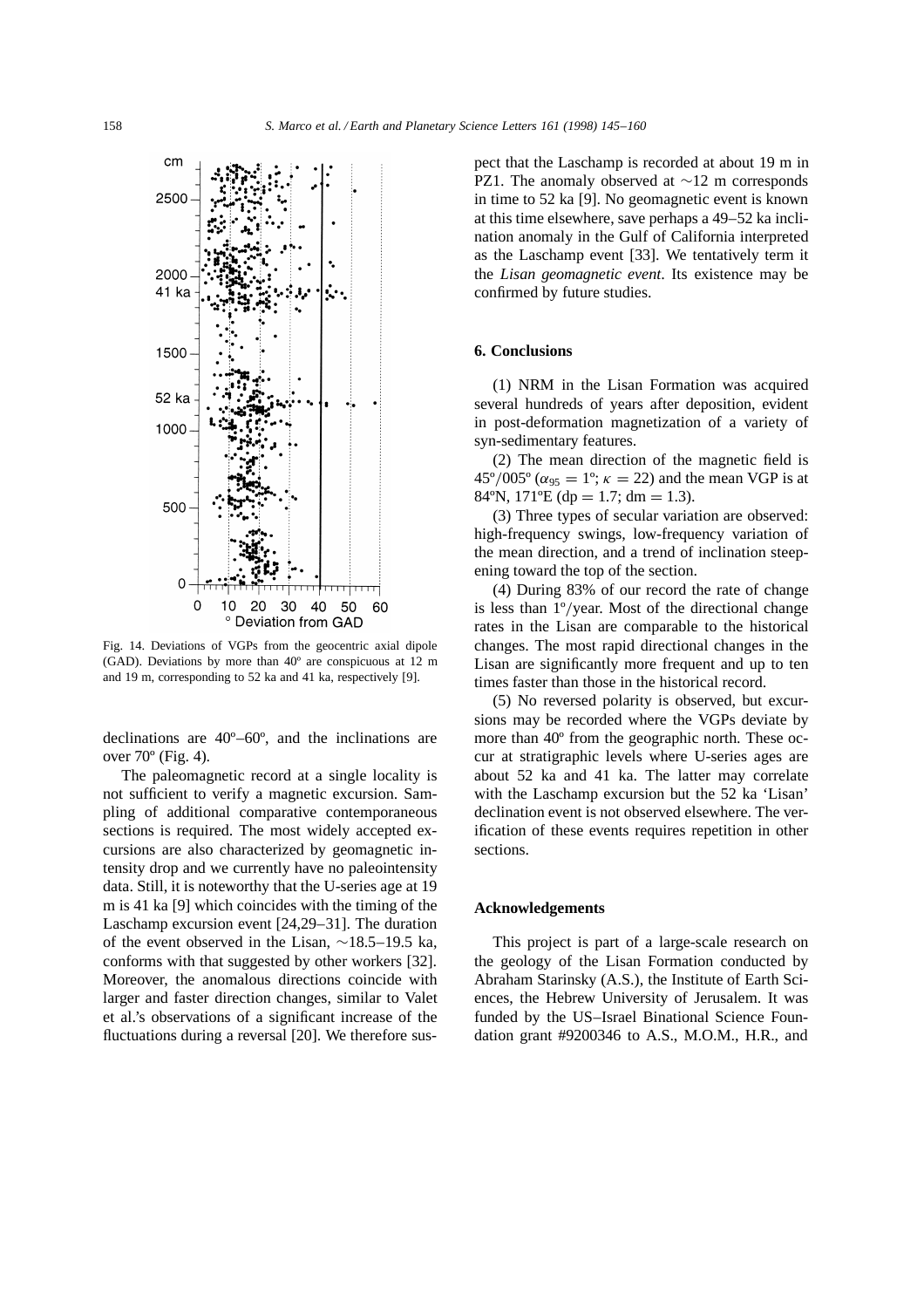Fig. 14. Deviations of VGPs from the geocentric axial dipole (GAD). Deviations by more than 40º are conspicuous at 12 m and 19 m, corresponding to 52 ka and 41 ka, respectively [9].

declinations are 40º–60º, and the inclinations are over 70º (Fig. 4).

The paleomagnetic record at a single locality is not sufficient to verify a magnetic excursion. Sampling of additional comparative contemporaneous sections is required. The most widely accepted excursions are also characterized by geomagnetic intensity drop and we currently have no paleointensity data. Still, it is noteworthy that the U-series age at 19 m is 41 ka [9] which coincides with the timing of the Laschamp excursion event [24,29–31]. The duration of the event observed in the Lisan, ~18.5–19.5 ka, conforms with that suggested by other workers [32]. Moreover, the anomalous directions coincide with larger and faster direction changes, similar to Valet et al.'s observations of a significant increase of the fluctuations during a reversal [20]. We therefore suspect that the Laschamp is recorded at about 19 m in PZ1. The anomaly observed at ~12 m corresponds in time to 52 ka [9]. No geomagnetic event is known at this time elsewhere, save perhaps a 49–52 ka inclination anomaly in the Gulf of California interpreted as the Laschamp event [33]. We tentatively term it the *Lisan geomagnetic event*. Its existence may be confirmed by future studies.

## 6. Conclusions

(1) NRM in the Lisan Formation was acquired several hundreds of years after deposition, evident in post-deformation magnetization of a variety of syn-sedimentary features.

(2) The mean direction of the magnetic field is 45º/005º ($\alpha_{95} = 1$º; $\kappa = 22$) and the mean VGP is at 84ºN, 171ºE (dp = 1.7; dm = 1.3).

(3) Three types of secular variation are observed: high-frequency swings, low-frequency variation of the mean direction, and a trend of inclination steepening toward the top of the section.

(4) During 83% of our record the rate of change is less than 1º/year. Most of the directional change rates in the Lisan are comparable to the historical changes. The most rapid directional changes in the Lisan are significantly more frequent and up to ten times faster than those in the historical record.

(5) No reversed polarity is observed, but excursions may be recorded where the VGPs deviate by more than 40º from the geographic north. These occur at stratigraphic levels where U-series ages are about 52 ka and 41 ka. The latter may correlate with the Laschamp excursion but the 52 ka 'Lisan' declination event is not observed elsewhere. The verification of these events requires repetition in other sections.

## Acknowledgements

This project is part of a large-scale research on the geology of the Lisan Formation conducted by Abraham Starinsky (A.S.), the Institute of Earth Sciences, the Hebrew University of Jerusalem. It was funded by the US–Israel Binational Science Foundation grant #9200346 to A.S., M.O.M., H.R., and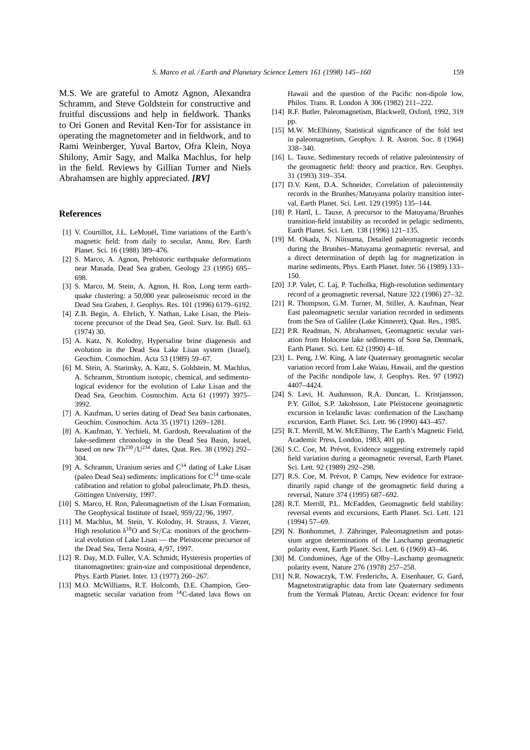M.S. We are grateful to Amotz Agnon, Alexandra Schramm, and Steve Goldstein for constructive and fruitful discussions and help in fieldwork. Thanks to Ori Gonen and Revital Ken-Tor for assistance in operating the magnetometer and in fieldwork, and to Rami Weinberger, Yuval Bartov, Ofra Klein, Noya Shilony, Amir Sagy, and Malka Machlus, for help in the field. Reviews by Gillian Turner and Niels Abrahamsen are highly appreciated. ***[RV]***

## References

[1] V. Courtillot, J.L. LeMouël, Time variations of the Earth's magnetic field: from daily to secular, Annu. Rev. Earth Planet. Sci. 16 (1988) 389–476.

[2] S. Marco, A. Agnon, Prehistoric earthquake deformations near Masada, Dead Sea graben, Geology 23 (1995) 695–698.

[3] S. Marco, M. Stein, A. Agnon, H. Ron, Long term earthquake clustering: a 50,000 year paleoseismic record in the Dead Sea Graben, J. Geophys. Res. 101 (1996) 6179–6192.

[4] Z.B. Begin, A. Ehrlich, Y. Nathan, Lake Lisan, the Pleistocene precursor of the Dead Sea, Geol. Surv. Isr. Bull. 63 (1974) 30.

[5] A. Katz, N. Kolodny, Hypersaline brine diagenesis and evolution in the Dead Sea Lake Lisan system (Israel), Geochim. Cosmochim. Acta 53 (1989) 59–67.

[6] M. Stein, A. Starinsky, A. Katz, S. Goldstein, M. Machlus, A. Schramm, Strontium isotopic, chemical, and sedimentological evidence for the evolution of Lake Lisan and the Dead Sea, Geochim. Cosmochim. Acta 61 (1997) 3975–3992.

[7] A. Kaufman, U series dating of Dead Sea basin carbonates, Geochim. Cosmochim. Acta 35 (1971) 1269–1281.

[8] A. Kaufman, Y. Yechieli, M. Gardosh, Reevaluation of the lake-sediment chronology in the Dead Sea Basin, Israel, based on new $Th^{230}/U^{234}$ dates, Quat. Res. 38 (1992) 292–304.

[9] A. Schramm, Uranium series and $C^{14}$ dating of Lake Lisan (paleo Dead Sea) sediments: implications for $C^{14}$ time-scale calibration and relation to global paleoclimate, Ph.D. thesis, Göttingen University, 1997.

[10] S. Marco, H. Ron, Paleomagnetism of the Lisan Formation, The Geophysical Institute of Israel, 959/22/96, 1997.

[11] M. Machlus, M. Stein, Y. Kolodny, H. Strauss, J. Viezer, High resolution $\delta^{18}O$ and Sr/Ca: monitors of the geochemical evolution of Lake Lisan — the Pleistocene precursor of the Dead Sea, Terra Nostra, 4/97, 1997.

[12] R. Day, M.D. Fuller, V.A. Schmidt, Hysteresis properties of titanomagnetites: grain-size and compositional dependence, Phys. Earth Planet. Inter. 13 (1977) 260–267.

[13] M.O. McWilliams, R.T. Holcomb, D.E. Champion, Geomagnetic secular variation from $^{14}C$-dated lava flows on Hawaii and the question of the Pacific non-dipole low, Philos. Trans. R. London A 306 (1982) 211–222.

[14] R.F. Butler, Paleomagnetism, Blackwell, Oxford, 1992, 319 pp.

[15] M.W. McElhinny, Statistical significance of the fold test in paleomagnetism, Geophys. J. R. Astron. Soc. 8 (1964) 338–340.

[16] L. Tauxe, Sedimentary records of relative paleointensity of the geomagnetic field: theory and practice, Rev. Geophys. 31 (1993) 319–354.

[17] D.V. Kent, D.A. Schneider, Correlation of paleointensity records in the Brunhes/Matuyama polarity transition interval, Earth Planet. Sci. Lett. 129 (1995) 135–144.

[18] P. Hartl, L. Tauxe, A precursor to the Matuyama/Brunhes transition-field instability as recorded in pelagic sediments, Earth Planet. Sci. Lett. 138 (1996) 121–135.

[19] M. Okada, N. Niitsuma, Detailed paleomagnetic records during the Brunhes–Matuyama geomagnetic reversal, and a direct determination of depth lag for magnetization in marine sediments, Phys. Earth Planet. Inter. 56 (1989) 133–150.

[20] J.P. Valet, C. Laj, P. Tucholka, High-resolution sedimentary record of a geomagnetic reversal, Nature 322 (1986) 27–32.

[21] R. Thompson, G.M. Turner, M. Stiller, A. Kaufman, Near East paleomagnetic secular variation recorded in sediments from the Sea of Galilee (Lake Kinneret), Quat. Res., 1985.

[22] P.R. Readman, N. Abrahamsen, Geomagnetic secular variation from Holocene lake sediments of Sorø Sø, Denmark, Earth Planet. Sci. Lett. 62 (1990) 4–18.

[23] L. Peng, J.W. King, A late Quaternary geomagnetic secular variation record from Lake Waiau, Hawaii, and the question of the Pacific nondipole law, J. Geophys. Res. 97 (1992) 4407–4424.

[24] S. Levi, H. Audunsson, R.A. Duncan, L. Kristjansson, P.Y. Gillot, S.P. Jakobsson, Late Pleistocene geomagnetic excursion in Icelandic lavas: confirmation of the Laschamp excursion, Earth Planet. Sci. Lett. 96 (1990) 443–457.

[25] R.T. Merrill, M.W. McElhinny, The Earth's Magnetic Field, Academic Press, London, 1983, 401 pp.

[26] S.C. Coe, M. Prévot, Evidence suggesting extremely rapid field variation during a geomagnetic reversal, Earth Planet. Sci. Lett. 92 (1989) 292–298.

[27] R.S. Coe, M. Prévot, P. Camps, New evidence for extraordinarily rapid change of the geomagnetic field during a reversal, Nature 374 (1995) 687–692.

[28] R.T. Merrill, P.L. McFadden, Geomagnetic field stability: reversal events and excursions, Earth Planet. Sci. Lett. 121 (1994) 57–69.

[29] N. Bonhommet, J. Zähringer, Paleomagnetism and potassium argon determinations of the Laschamp geomagnetic polarity event, Earth Planet. Sci. Lett. 6 (1969) 43–46.

[30] M. Condomines, Age of the Olby–Laschamp geomagnetic polarity event, Nature 276 (1978) 257–258.

[31] N.R. Nowaczyk, T.W. Frederichs, A. Eisenhauer, G. Gard, Magnetostratigraphic data from late Quaternary sediments from the Yermak Plateau, Arctic Ocean: evidence for four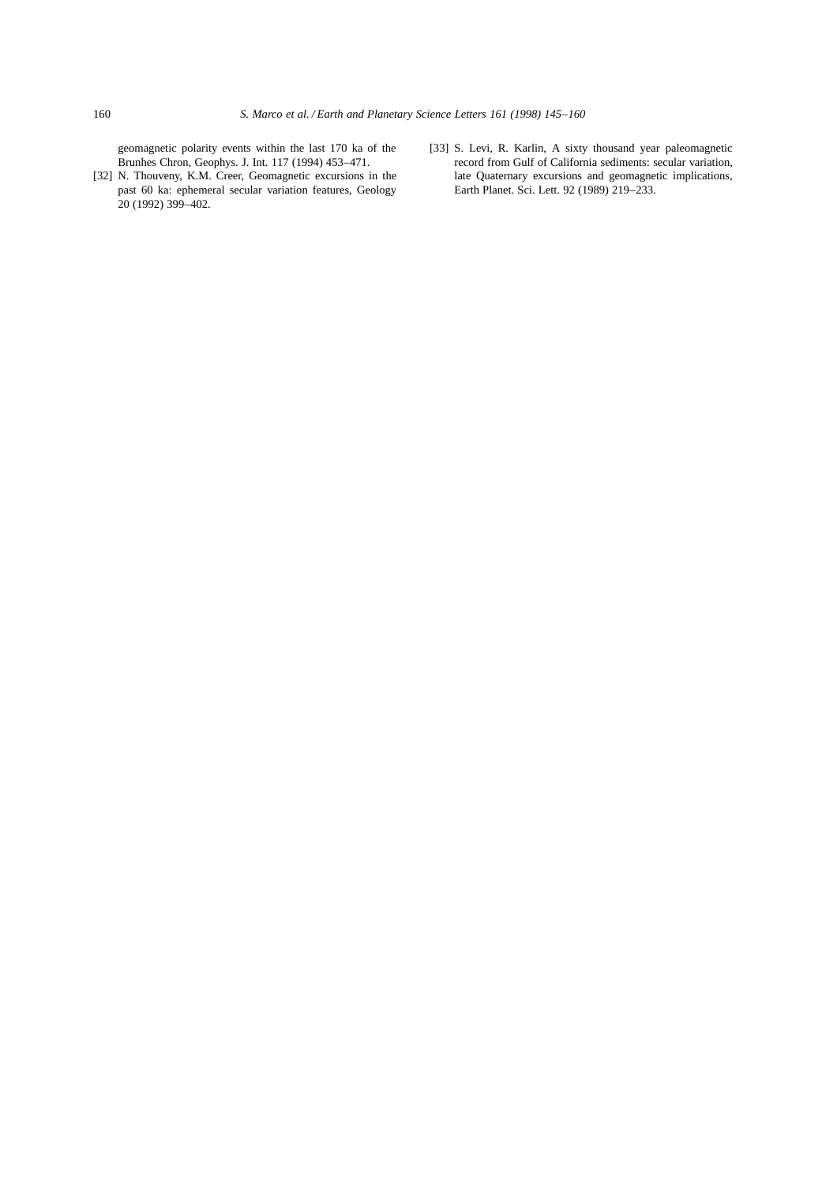geomagnetic polarity events within the last 170 ka of the Brunhes Chron, Geophys. J. Int. 117 (1994) 453–471.

[32] N. Thouveny, K.M. Creer, Geomagnetic excursions in the past 60 ka: ephemeral secular variation features, Geology 20 (1992) 399–402.

[33] S. Levi, R. Karlin, A sixty thousand year paleomagnetic record from Gulf of California sediments: secular variation, late Quaternary excursions and geomagnetic implications, Earth Planet. Sci. Lett. 92 (1989) 219–233.